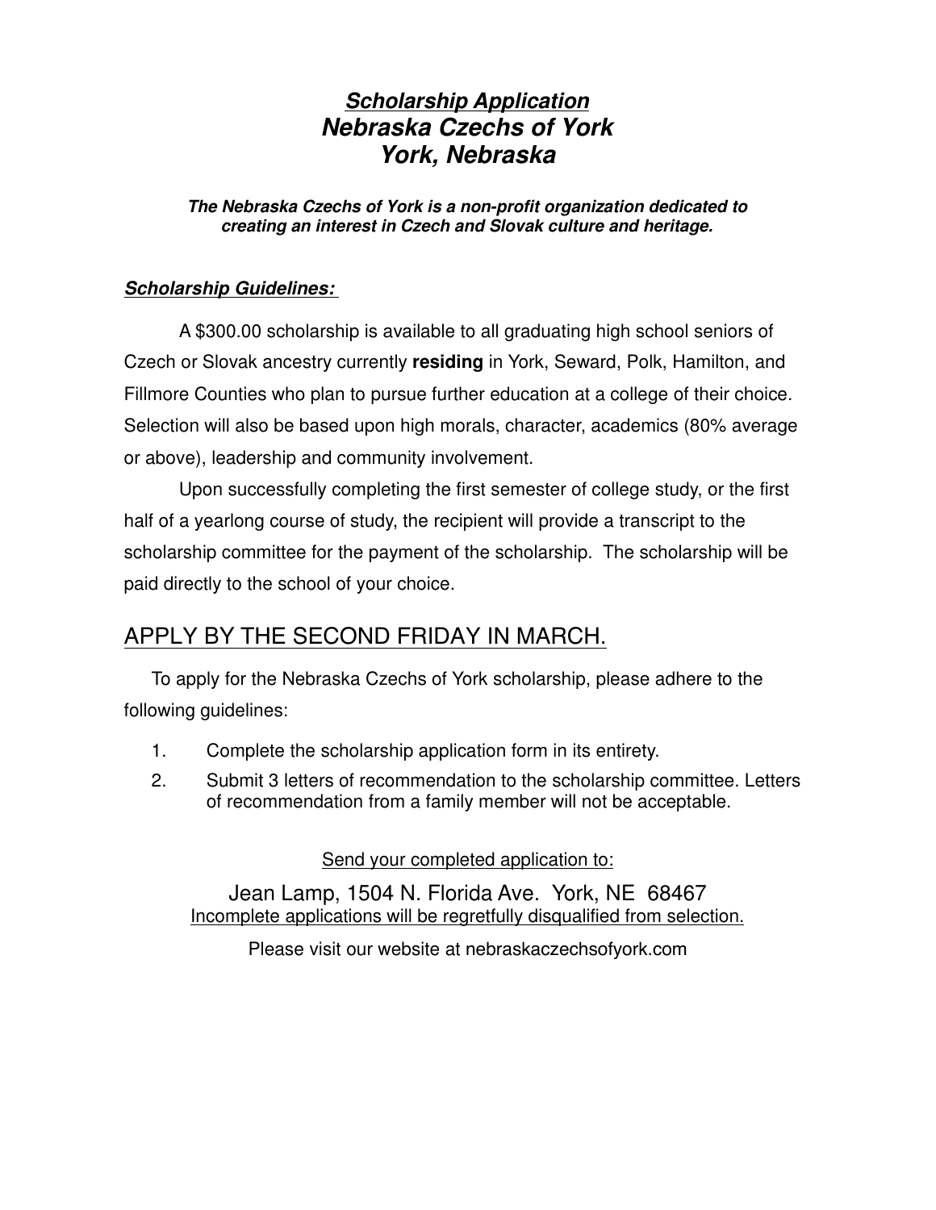# ***Scholarship Application***
# ***Nebraska Czechs of York***
# ***York, Nebraska***

***The Nebraska Czechs of York is a non-profit organization dedicated to creating an interest in Czech and Slovak culture and heritage.***

## ***Scholarship Guidelines:***

A $300.00 scholarship is available to all graduating high school seniors of Czech or Slovak ancestry currently **residing** in York, Seward, Polk, Hamilton, and Fillmore Counties who plan to pursue further education at a college of their choice. Selection will also be based upon high morals, character, academics (80% average or above), leadership and community involvement.

Upon successfully completing the first semester of college study, or the first half of a yearlong course of study, the recipient will provide a transcript to the scholarship committee for the payment of the scholarship. The scholarship will be paid directly to the school of your choice.

## APPLY BY THE SECOND FRIDAY IN MARCH.

To apply for the Nebraska Czechs of York scholarship, please adhere to the following guidelines:

1. Complete the scholarship application form in its entirety.
2. Submit 3 letters of recommendation to the scholarship committee. Letters of recommendation from a family member will not be acceptable.

Send your completed application to:

Jean Lamp, 1504 N. Florida Ave. York, NE 68467

Incomplete applications will be regretfully disqualified from selection.

Please visit our website at nebraskaczechsofyork.com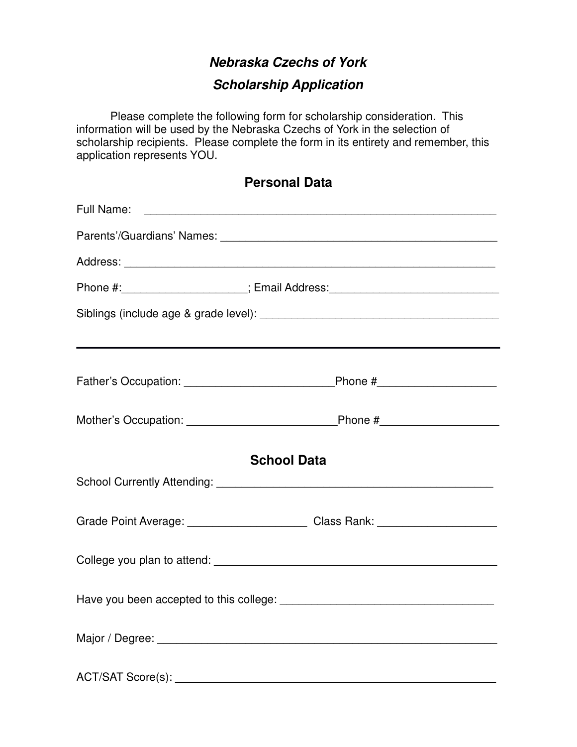# *Nebraska Czechs of York*

## *Scholarship Application*

Please complete the following form for scholarship consideration. This information will be used by the Nebraska Czechs of York in the selection of scholarship recipients. Please complete the form in its entirety and remember, this application represents YOU.

## Personal Data

Full Name: ____________________________________________________________

Parents'/Guardians' Names: ______________________________________________

Address: ________________________________________________________________

Phone #:____________________; Email Address:____________________________

Siblings (include age & grade level): _________________________________________

---

Father's Occupation: ________________________Phone #___________________

Mother's Occupation: ________________________Phone #___________________

## School Data

School Currently Attending: _______________________________________________

Grade Point Average: ___________________ Class Rank: ___________________

College you plan to attend: _______________________________________________

Have you been accepted to this college: ___________________________________

Major / Degree: _________________________________________________________

ACT/SAT Score(s): _______________________________________________________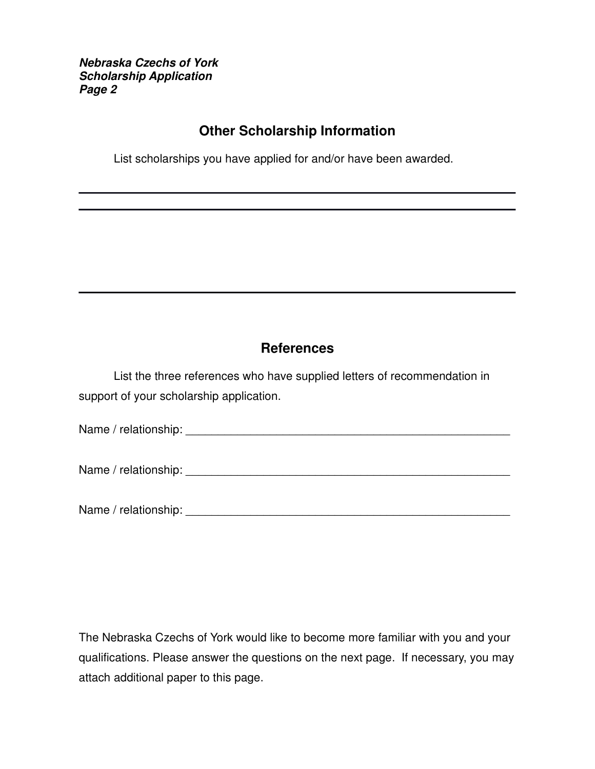**_Nebraska Czechs of York_**
**_Scholarship Application_**
**_Page 2_**

## Other Scholarship Information

List scholarships you have applied for and/or have been awarded.

___________________________________________________________________

___________________________________________________________________

___________________________________________________________________

## References

List the three references who have supplied letters of recommendation in support of your scholarship application.

Name / relationship: ___________________________________________________

Name / relationship: ___________________________________________________

Name / relationship: ___________________________________________________

The Nebraska Czechs of York would like to become more familiar with you and your qualifications. Please answer the questions on the next page. If necessary, you may attach additional paper to this page.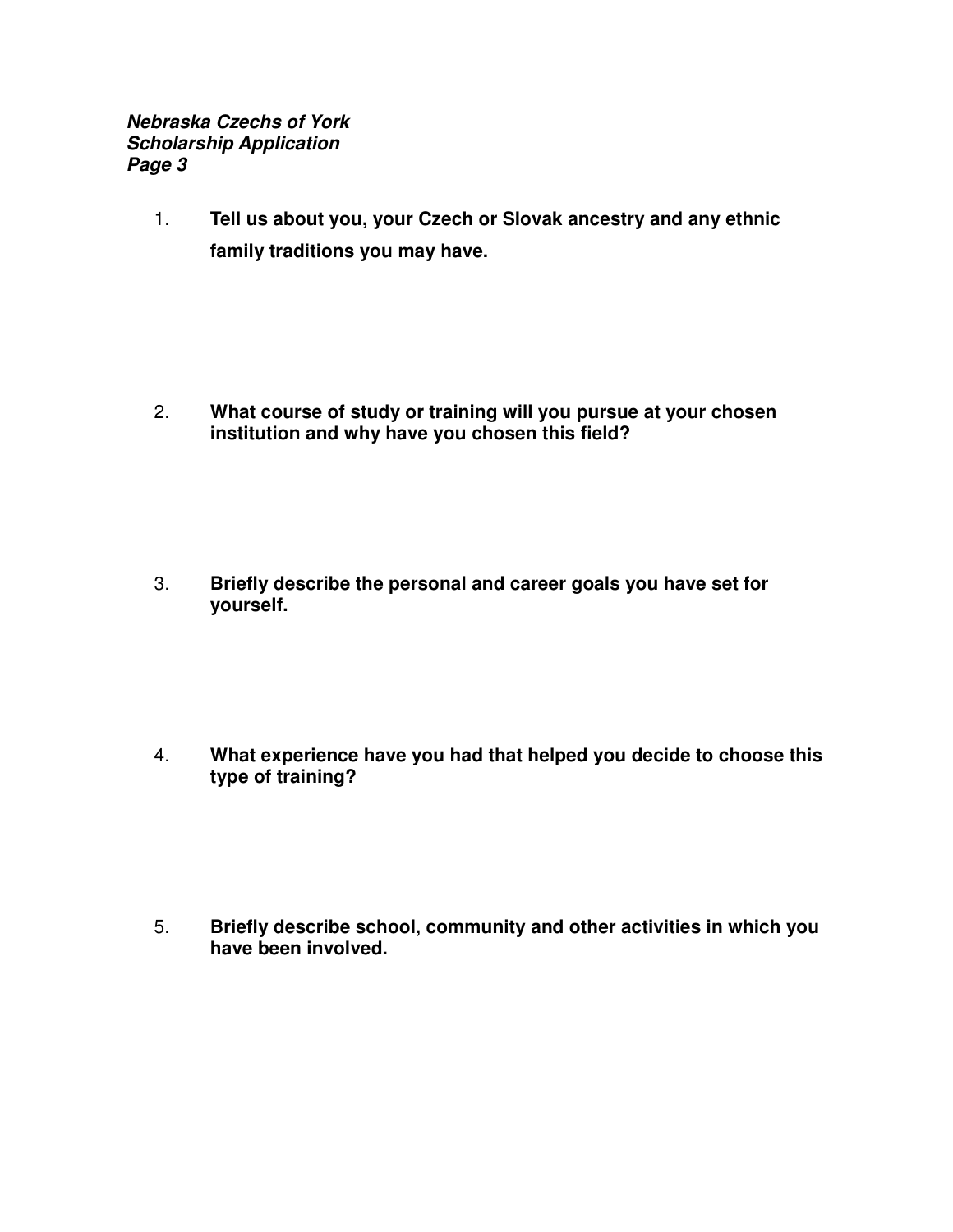***Nebraska Czechs of York***
***Scholarship Application***
***Page 3***

1. **Tell us about you, your Czech or Slovak ancestry and any ethnic family traditions you may have.**

2. **What course of study or training will you pursue at your chosen institution and why have you chosen this field?**

3. **Briefly describe the personal and career goals you have set for yourself.**

4. **What experience have you had that helped you decide to choose this type of training?**

5. **Briefly describe school, community and other activities in which you have been involved.**